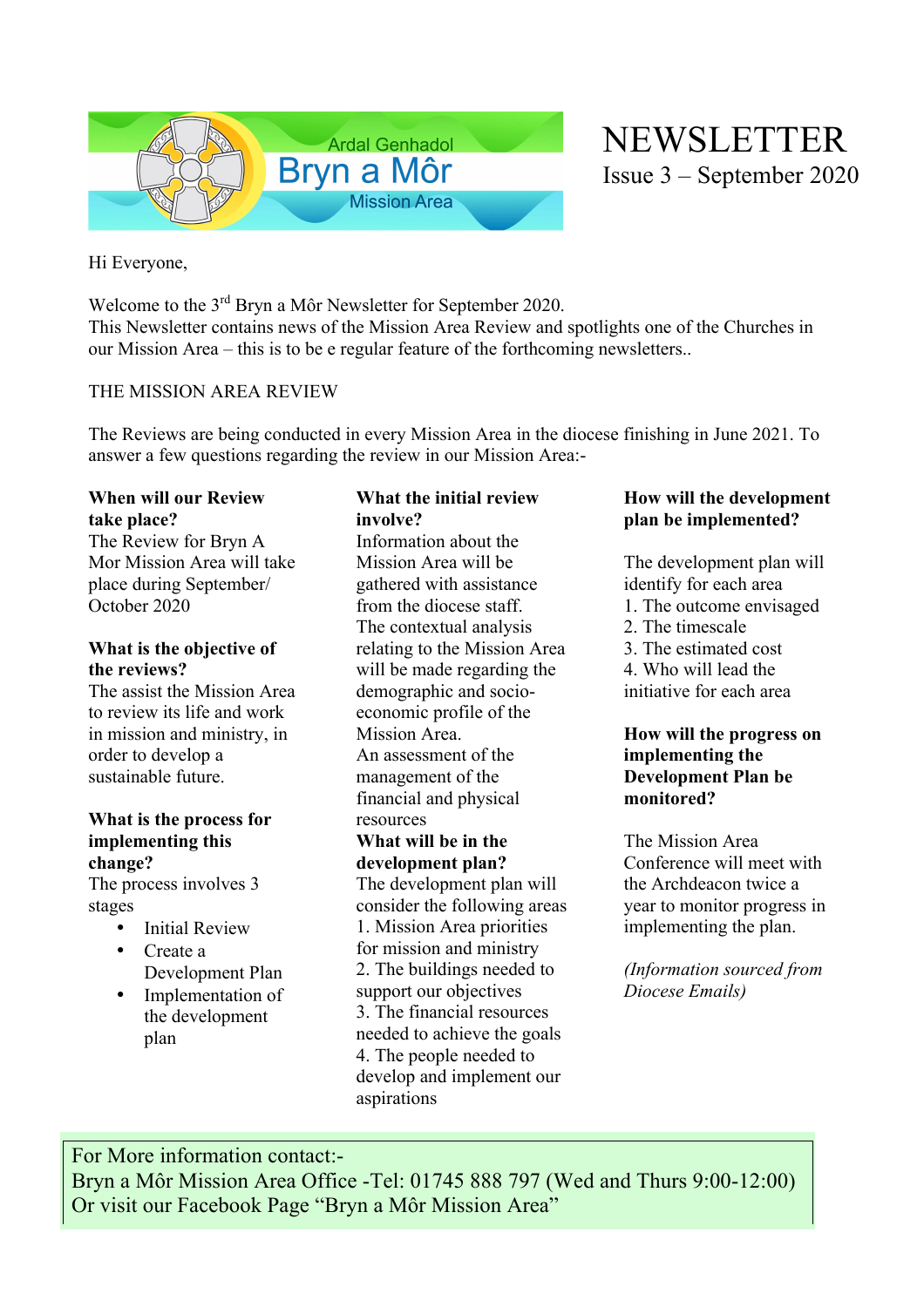Ardal Genhadol

Bryn a Môr

Mission Area

# NEWSLETTER

Issue 3 – September 2020

Hi Everyone,

Welcome to the 3rd Bryn a Môr Newsletter for September 2020.
This Newsletter contains news of the Mission Area Review and spotlights one of the Churches in our Mission Area – this is to be e regular feature of the forthcoming newsletters..

## THE MISSION AREA REVIEW

The Reviews are being conducted in every Mission Area in the diocese finishing in June 2021. To answer a few questions regarding the review in our Mission Area:-

**When will our Review take place?**
The Review for Bryn A Mor Mission Area will take place during September/ October 2020

**What is the objective of the reviews?**
The assist the Mission Area to review its life and work in mission and ministry, in order to develop a sustainable future.

**What is the process for implementing this change?**
The process involves 3 stages

- Initial Review
- Create a Development Plan
- Implementation of the development plan

**What the initial review involve?**
Information about the Mission Area will be gathered with assistance from the diocese staff.
The contextual analysis relating to the Mission Area will be made regarding the demographic and socio-economic profile of the Mission Area.
An assessment of the management of the financial and physical resources

**What will be in the development plan?**
The development plan will consider the following areas
1. Mission Area priorities for mission and ministry
2. The buildings needed to support our objectives
3. The financial resources needed to achieve the goals
4. The people needed to develop and implement our aspirations

**How will the development plan be implemented?**

The development plan will identify for each area
1. The outcome envisaged
2. The timescale
3. The estimated cost
4. Who will lead the initiative for each area

**How will the progress on implementing the Development Plan be monitored?**

The Mission Area Conference will meet with the Archdeacon twice a year to monitor progress in implementing the plan.

*(Information sourced from Diocese Emails)*

For More information contact:-
Bryn a Môr Mission Area Office -Tel: 01745 888 797 (Wed and Thurs 9:00-12:00)
Or visit our Facebook Page "Bryn a Môr Mission Area"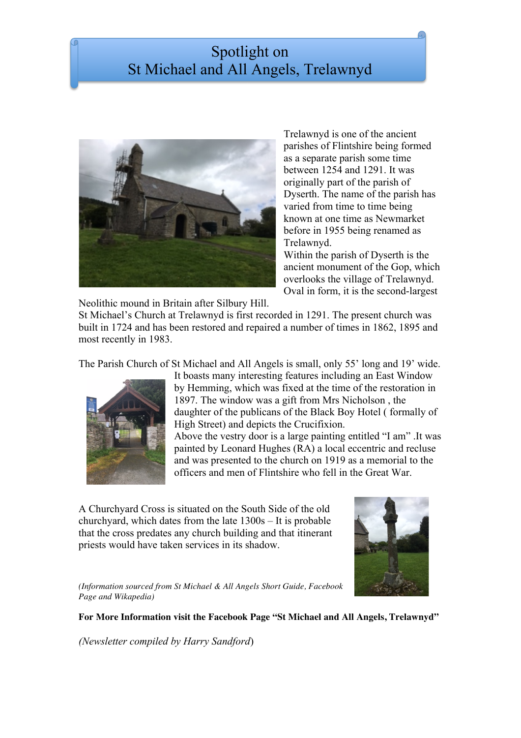# Spotlight on St Michael and All Angels, Trelawnyd

Trelawnyd is one of the ancient parishes of Flintshire being formed as a separate parish some time between 1254 and 1291. It was originally part of the parish of Dyserth. The name of the parish has varied from time to time being known at one time as Newmarket before in 1955 being renamed as Trelawnyd.

Within the parish of Dyserth is the ancient monument of the Gop, which overlooks the village of Trelawnyd. Oval in form, it is the second-largest Neolithic mound in Britain after Silbury Hill.

St Michael's Church at Trelawnyd is first recorded in 1291. The present church was built in 1724 and has been restored and repaired a number of times in 1862, 1895 and most recently in 1983.

The Parish Church of St Michael and All Angels is small, only 55' long and 19' wide. It boasts many interesting features including an East Window by Hemming, which was fixed at the time of the restoration in 1897. The window was a gift from Mrs Nicholson , the daughter of the publicans of the Black Boy Hotel ( formally of High Street) and depicts the Crucifixion.

Above the vestry door is a large painting entitled "I am" .It was painted by Leonard Hughes (RA) a local eccentric and recluse and was presented to the church on 1919 as a memorial to the officers and men of Flintshire who fell in the Great War.

A Churchyard Cross is situated on the South Side of the old churchyard, which dates from the late 1300s – It is probable that the cross predates any church building and that itinerant priests would have taken services in its shadow.

*(Information sourced from St Michael & All Angels Short Guide, Facebook Page and Wikapedia)*

**For More Information visit the Facebook Page "St Michael and All Angels, Trelawnyd"**

*(Newsletter compiled by Harry Sandford*)